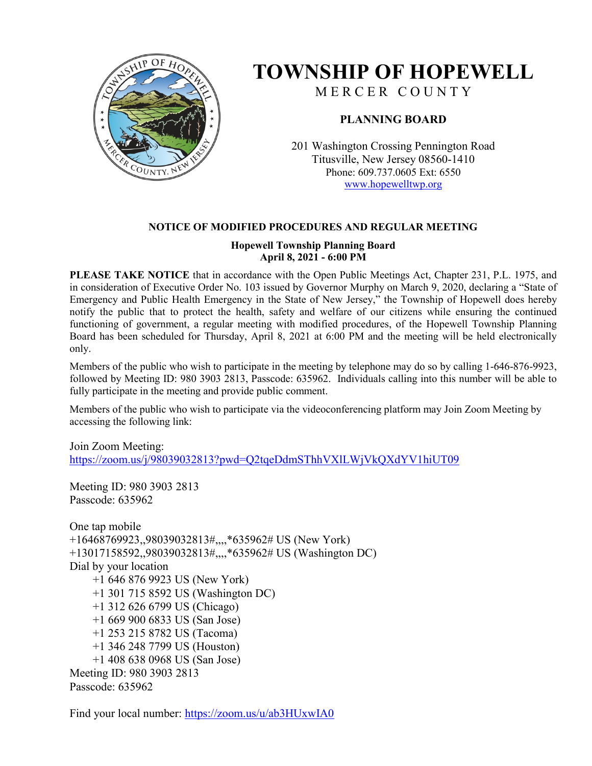# TOWNSHIP OF HOPEWELL

MERCER COUNTY

## PLANNING BOARD

201 Washington Crossing Pennington Road
Titusville, New Jersey 08560-1410
Phone: 609.737.0605 Ext: 6550
www.hopewelltwp.org

### NOTICE OF MODIFIED PROCEDURES AND REGULAR MEETING

**Hopewell Township Planning Board**
**April 8, 2021 - 6:00 PM**

**PLEASE TAKE NOTICE** that in accordance with the Open Public Meetings Act, Chapter 231, P.L. 1975, and in consideration of Executive Order No. 103 issued by Governor Murphy on March 9, 2020, declaring a "State of Emergency and Public Health Emergency in the State of New Jersey," the Township of Hopewell does hereby notify the public that to protect the health, safety and welfare of our citizens while ensuring the continued functioning of government, a regular meeting with modified procedures, of the Hopewell Township Planning Board has been scheduled for Thursday, April 8, 2021 at 6:00 PM and the meeting will be held electronically only.

Members of the public who wish to participate in the meeting by telephone may do so by calling 1-646-876-9923, followed by Meeting ID: 980 3903 2813, Passcode: 635962. Individuals calling into this number will be able to fully participate in the meeting and provide public comment.

Members of the public who wish to participate via the videoconferencing platform may Join Zoom Meeting by accessing the following link:

Join Zoom Meeting:
https://zoom.us/j/98039032813?pwd=Q2tqeDdmSThhVXlLWjVkQXdYV1hiUT09

Meeting ID: 980 3903 2813
Passcode: 635962

One tap mobile
+16468769923,,98039032813#,,,,*635962# US (New York)
+13017158592,,98039032813#,,,,*635962# US (Washington DC)
Dial by your location
- +1 646 876 9923 US (New York)
- +1 301 715 8592 US (Washington DC)
- +1 312 626 6799 US (Chicago)
- +1 669 900 6833 US (San Jose)
- +1 253 215 8782 US (Tacoma)
- +1 346 248 7799 US (Houston)
- +1 408 638 0968 US (San Jose)

Meeting ID: 980 3903 2813
Passcode: 635962

Find your local number: https://zoom.us/u/ab3HUxwIA0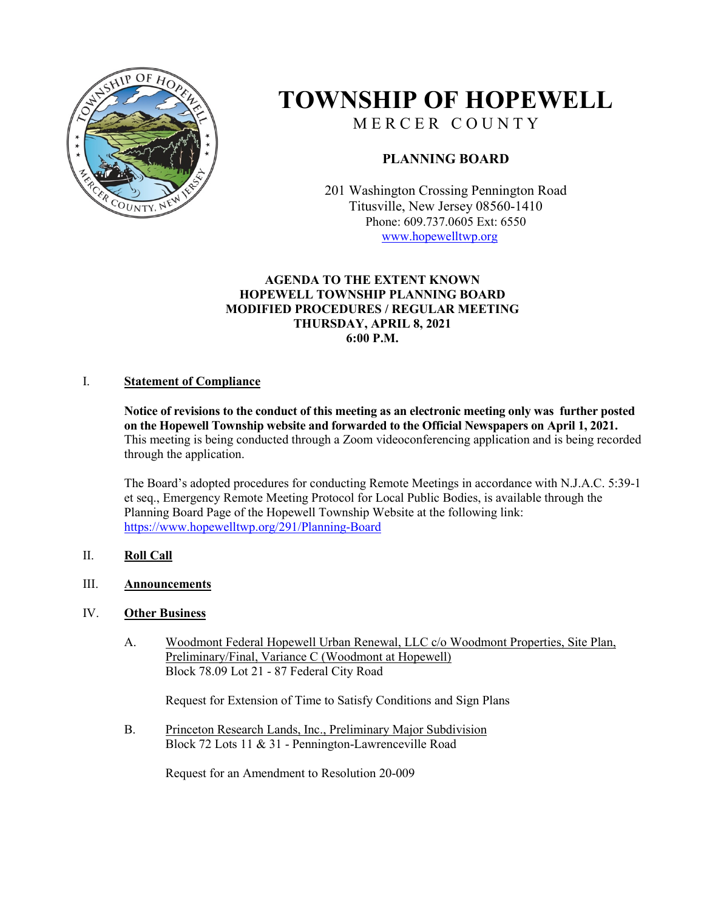# TOWNSHIP OF HOPEWELL

MERCER COUNTY

## PLANNING BOARD

201 Washington Crossing Pennington Road
Titusville, New Jersey 08560-1410
Phone: 609.737.0605 Ext: 6550
www.hopewelltwp.org

**AGENDA TO THE EXTENT KNOWN**
**HOPEWELL TOWNSHIP PLANNING BOARD**
**MODIFIED PROCEDURES / REGULAR MEETING**
**THURSDAY, APRIL 8, 2021**
**6:00 P.M.**

I. **Statement of Compliance**

**Notice of revisions to the conduct of this meeting as an electronic meeting only was further posted on the Hopewell Township website and forwarded to the Official Newspapers on April 1, 2021.** This meeting is being conducted through a Zoom videoconferencing application and is being recorded through the application.

The Board's adopted procedures for conducting Remote Meetings in accordance with N.J.A.C. 5:39-1 et seq., Emergency Remote Meeting Protocol for Local Public Bodies, is available through the Planning Board Page of the Hopewell Township Website at the following link: https://www.hopewelltwp.org/291/Planning-Board

II. **Roll Call**

III. **Announcements**

IV. **Other Business**

A. Woodmont Federal Hopewell Urban Renewal, LLC c/o Woodmont Properties, Site Plan, Preliminary/Final, Variance C (Woodmont at Hopewell)
Block 78.09 Lot 21 - 87 Federal City Road

Request for Extension of Time to Satisfy Conditions and Sign Plans

B. Princeton Research Lands, Inc., Preliminary Major Subdivision
Block 72 Lots 11 & 31 - Pennington-Lawrenceville Road

Request for an Amendment to Resolution 20-009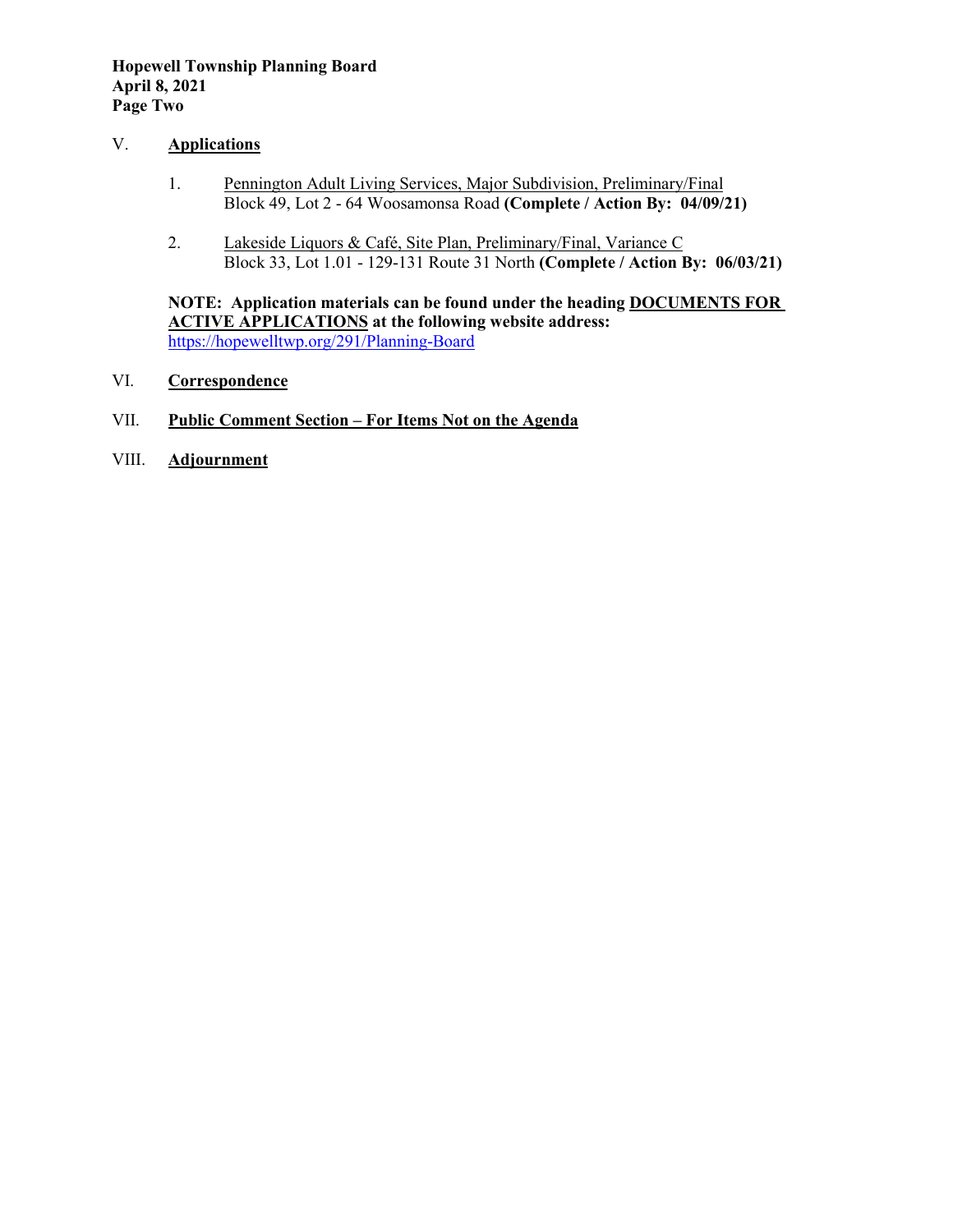## V. **Applications**

1. Pennington Adult Living Services, Major Subdivision, Preliminary/Final
   Block 49, Lot 2 - 64 Woosamonsa Road **(Complete / Action By: 04/09/21)**

2. Lakeside Liquors & Café, Site Plan, Preliminary/Final, Variance C
   Block 33, Lot 1.01 - 129-131 Route 31 North **(Complete / Action By: 06/03/21)**

**NOTE: Application materials can be found under the heading DOCUMENTS FOR ACTIVE APPLICATIONS at the following website address:**
https://hopewelltwp.org/291/Planning-Board

## VI. **Correspondence**

## VII. **Public Comment Section – For Items Not on the Agenda**

## VIII. **Adjournment**